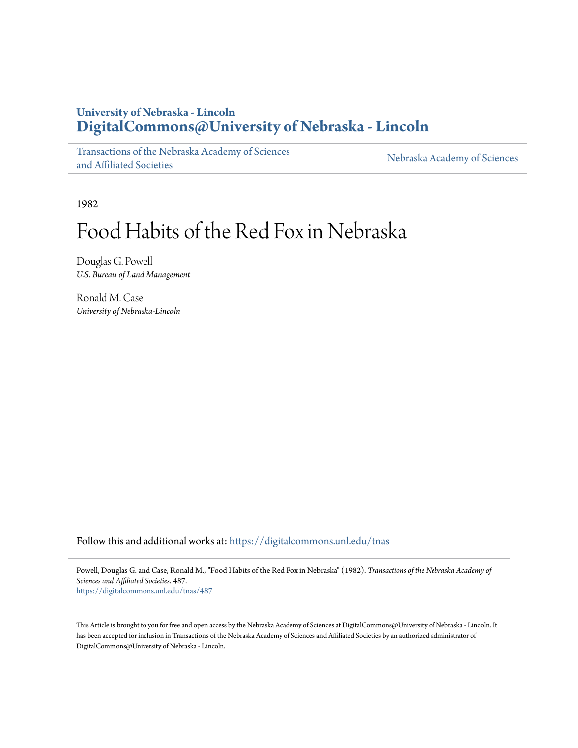University of Nebraska - Lincoln
**DigitalCommons@University of Nebraska - Lincoln**

Transactions of the Nebraska Academy of Sciences and Affiliated Societies | Nebraska Academy of Sciences

1982

# Food Habits of the Red Fox in Nebraska

Douglas G. Powell
*U.S. Bureau of Land Management*

Ronald M. Case
*University of Nebraska-Lincoln*

Follow this and additional works at: https://digitalcommons.unl.edu/tnas

Powell, Douglas G. and Case, Ronald M., "Food Habits of the Red Fox in Nebraska" (1982). *Transactions of the Nebraska Academy of Sciences and Affiliated Societies*. 487.
https://digitalcommons.unl.edu/tnas/487

This Article is brought to you for free and open access by the Nebraska Academy of Sciences at DigitalCommons@University of Nebraska - Lincoln. It has been accepted for inclusion in Transactions of the Nebraska Academy of Sciences and Affiliated Societies by an authorized administrator of DigitalCommons@University of Nebraska - Lincoln.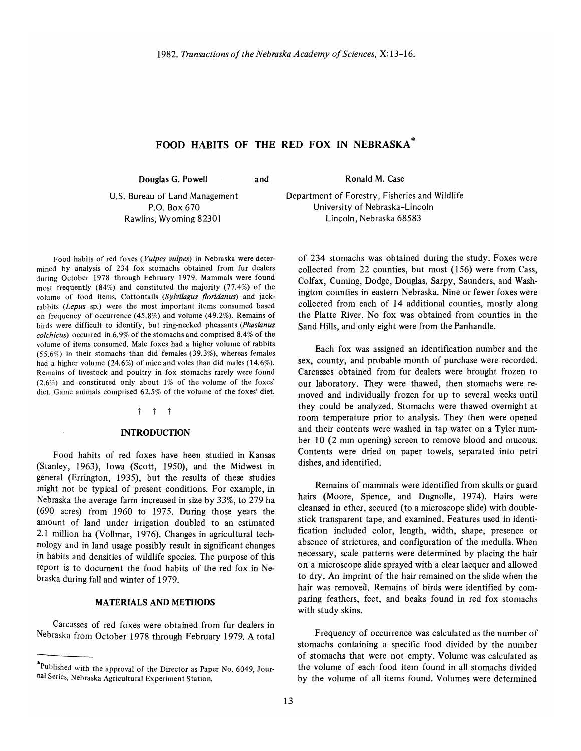# FOOD HABITS OF THE RED FOX IN NEBRASKA*

**Douglas G. Powell**

U.S. Bureau of Land Management
P.O. Box 670
Rawlins, Wyoming 82301

and

**Ronald M. Case**

Department of Forestry, Fisheries and Wildlife
University of Nebraska-Lincoln
Lincoln, Nebraska 68583

Food habits of red foxes (*Vulpes vulpes*) in Nebraska were determined by analysis of 234 fox stomachs obtained from fur dealers during October 1978 through February 1979. Mammals were found most frequently (84%) and constituted the majority (77.4%) of the volume of food items. Cottontails (*Sylvilagus floridanus*) and jackrabbits (*Lepus* sp.) were the most important items consumed based on frequency of occurrence (45.8%) and volume (49.2%). Remains of birds were difficult to identify, but ring-necked pheasants (*Phasianus colchicus*) occurred in 6.9% of the stomachs and comprised 8.4% of the volume of items consumed. Male foxes had a higher volume of rabbits (55.6%) in their stomachs than did females (39.3%), whereas females had a higher volume (24.6%) of mice and voles than did males (14.6%). Remains of livestock and poultry in fox stomachs rarely were found (2.6%) and constituted only about 1% of the volume of the foxes' diet. Game animals comprised 62.5% of the volume of the foxes' diet.

† † †

## INTRODUCTION

Food habits of red foxes have been studied in Kansas (Stanley, 1963), Iowa (Scott, 1950), and the Midwest in general (Errington, 1935), but the results of these studies might not be typical of present conditions. For example, in Nebraska the average farm increased in size by 33%, to 279 ha (690 acres) from 1960 to 1975. During those years the amount of land under irrigation doubled to an estimated 2.1 million ha (Vollmar, 1976). Changes in agricultural technology and in land usage possibly result in significant changes in habits and densities of wildlife species. The purpose of this report is to document the food habits of the red fox in Nebraska during fall and winter of 1979.

## MATERIALS AND METHODS

Carcasses of red foxes were obtained from fur dealers in Nebraska from October 1978 through February 1979. A total of 234 stomachs was obtained during the study. Foxes were collected from 22 counties, but most (156) were from Cass, Colfax, Cuming, Dodge, Douglas, Sarpy, Saunders, and Washington counties in eastern Nebraska. Nine or fewer foxes were collected from each of 14 additional counties, mostly along the Platte River. No fox was obtained from counties in the Sand Hills, and only eight were from the Panhandle.

Each fox was assigned an identification number and the sex, county, and probable month of purchase were recorded. Carcasses obtained from fur dealers were brought frozen to our laboratory. They were thawed, then stomachs were removed and individually frozen for up to several weeks until they could be analyzed. Stomachs were thawed overnight at room temperature prior to analysis. They then were opened and their contents were washed in tap water on a Tyler number 10 (2 mm opening) screen to remove blood and mucous. Contents were dried on paper towels, separated into petri dishes, and identified.

Remains of mammals were identified from skulls or guard hairs (Moore, Spence, and Dugnolle, 1974). Hairs were cleansed in ether, secured (to a microscope slide) with double-stick transparent tape, and examined. Features used in identification included color, length, width, shape, presence or absence of strictures, and configuration of the medulla. When necessary, scale patterns were determined by placing the hair on a microscope slide sprayed with a clear lacquer and allowed to dry. An imprint of the hair remained on the slide when the hair was removed. Remains of birds were identified by comparing feathers, feet, and beaks found in red fox stomachs with study skins.

Frequency of occurrence was calculated as the number of stomachs containing a specific food divided by the number of stomachs that were not empty. Volume was calculated as the volume of each food item found in all stomachs divided by the volume of all items found. Volumes were determined

---

*Published with the approval of the Director as Paper No. 6049, Journal Series, Nebraska Agricultural Experiment Station.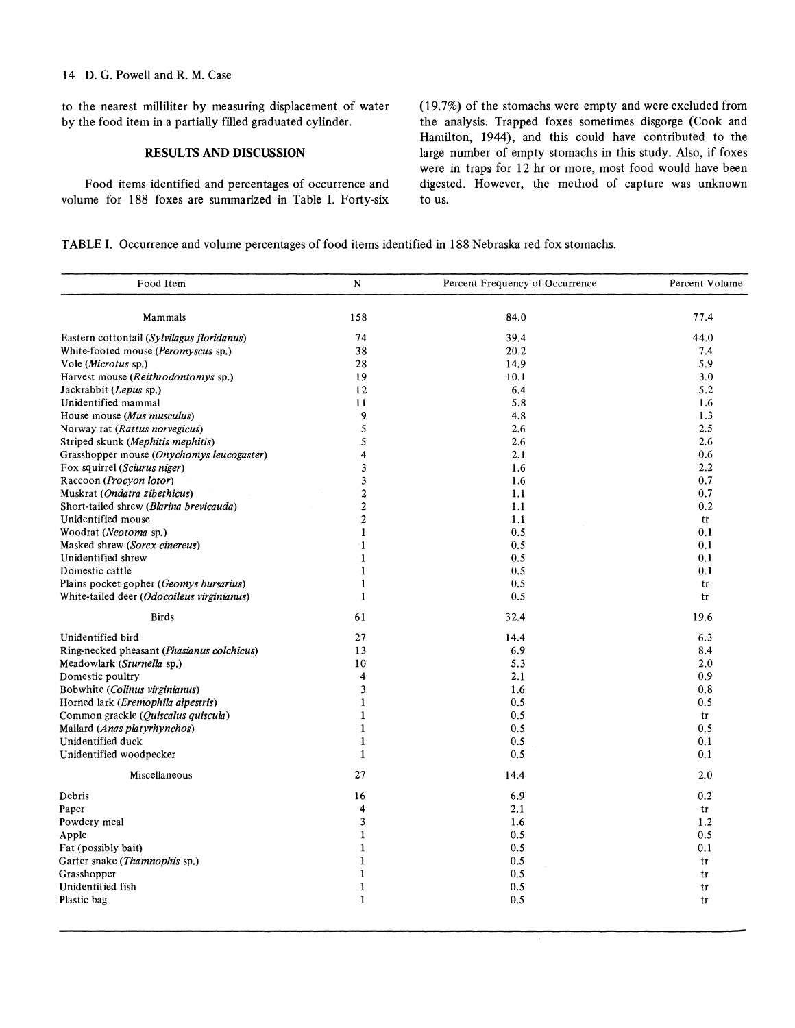to the nearest milliliter by measuring displacement of water by the food item in a partially filled graduated cylinder.

## RESULTS AND DISCUSSION

Food items identified and percentages of occurrence and volume for 188 foxes are summarized in Table I. Forty-six (19.7%) of the stomachs were empty and were excluded from the analysis. Trapped foxes sometimes disgorge (Cook and Hamilton, 1944), and this could have contributed to the large number of empty stomachs in this study. Also, if foxes were in traps for 12 hr or more, most food would have been digested. However, the method of capture was unknown to us.

TABLE I. Occurrence and volume percentages of food items identified in 188 Nebraska red fox stomachs.

| Food Item | N | Percent Frequency of Occurrence | Percent Volume |
|---|---|---|---|
| Mammals | 158 | 84.0 | 77.4 |
| Eastern cottontail (*Sylvilagus floridanus*) | 74 | 39.4 | 44.0 |
| White-footed mouse (*Peromyscus* sp.) | 38 | 20.2 | 7.4 |
| Vole (*Microtus* sp.) | 28 | 14.9 | 5.9 |
| Harvest mouse (*Reithrodontomys* sp.) | 19 | 10.1 | 3.0 |
| Jackrabbit (*Lepus* sp.) | 12 | 6.4 | 5.2 |
| Unidentified mammal | 11 | 5.8 | 1.6 |
| House mouse (*Mus musculus*) | 9 | 4.8 | 1.3 |
| Norway rat (*Rattus norvegicus*) | 5 | 2.6 | 2.5 |
| Striped skunk (*Mephitis mephitis*) | 5 | 2.6 | 2.6 |
| Grasshopper mouse (*Onychomys leucogaster*) | 4 | 2.1 | 0.6 |
| Fox squirrel (*Sciurus niger*) | 3 | 1.6 | 2.2 |
| Raccoon (*Procyon lotor*) | 3 | 1.6 | 0.7 |
| Muskrat (*Ondatra zibethicus*) | 2 | 1.1 | 0.7 |
| Short-tailed shrew (*Blarina brevicauda*) | 2 | 1.1 | 0.2 |
| Unidentified mouse | 2 | 1.1 | tr |
| Woodrat (*Neotoma* sp.) | 1 | 0.5 | 0.1 |
| Masked shrew (*Sorex cinereus*) | 1 | 0.5 | 0.1 |
| Unidentified shrew | 1 | 0.5 | 0.1 |
| Domestic cattle | 1 | 0.5 | 0.1 |
| Plains pocket gopher (*Geomys bursarius*) | 1 | 0.5 | tr |
| White-tailed deer (*Odocoileus virginianus*) | 1 | 0.5 | tr |
| Birds | 61 | 32.4 | 19.6 |
| Unidentified bird | 27 | 14.4 | 6.3 |
| Ring-necked pheasant (*Phasianus colchicus*) | 13 | 6.9 | 8.4 |
| Meadowlark (*Sturnella* sp.) | 10 | 5.3 | 2.0 |
| Domestic poultry | 4 | 2.1 | 0.9 |
| Bobwhite (*Colinus virginianus*) | 3 | 1.6 | 0.8 |
| Horned lark (*Eremophila alpestris*) | 1 | 0.5 | 0.5 |
| Common grackle (*Quiscalus quiscula*) | 1 | 0.5 | tr |
| Mallard (*Anas platyrhynchos*) | 1 | 0.5 | 0.5 |
| Unidentified duck | 1 | 0.5 | 0.1 |
| Unidentified woodpecker | 1 | 0.5 | 0.1 |
| Miscellaneous | 27 | 14.4 | 2.0 |
| Debris | 16 | 6.9 | 0.2 |
| Paper | 4 | 2.1 | tr |
| Powdery meal | 3 | 1.6 | 1.2 |
| Apple | 1 | 0.5 | 0.5 |
| Fat (possibly bait) | 1 | 0.5 | 0.1 |
| Garter snake (*Thamnophis* sp.) | 1 | 0.5 | tr |
| Grasshopper | 1 | 0.5 | tr |
| Unidentified fish | 1 | 0.5 | tr |
| Plastic bag | 1 | 0.5 | tr |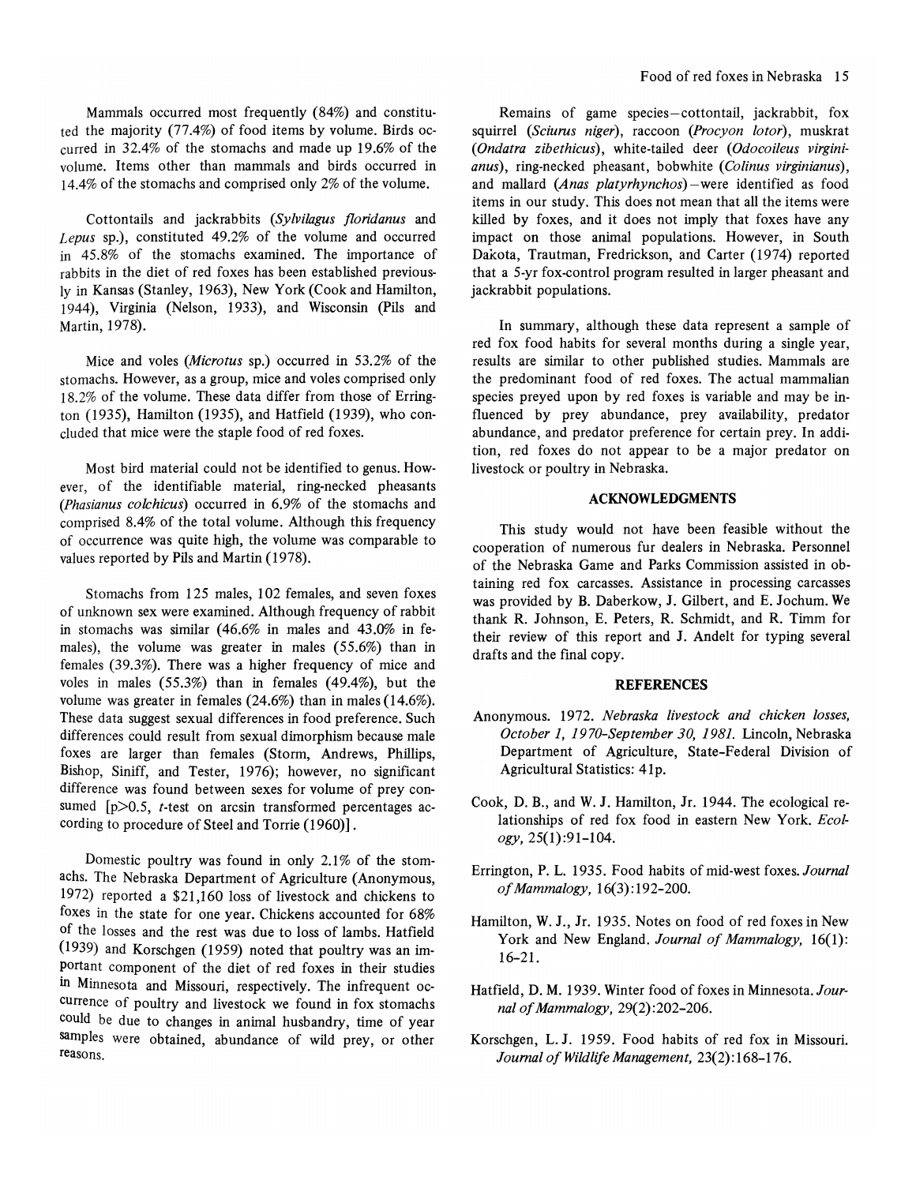Mammals occurred most frequently (84%) and constituted the majority (77.4%) of food items by volume. Birds occurred in 32.4% of the stomachs and made up 19.6% of the volume. Items other than mammals and birds occurred in 14.4% of the stomachs and comprised only 2% of the volume.

Cottontails and jackrabbits (*Sylvilagus floridanus* and *Lepus* sp.), constituted 49.2% of the volume and occurred in 45.8% of the stomachs examined. The importance of rabbits in the diet of red foxes has been established previously in Kansas (Stanley, 1963), New York (Cook and Hamilton, 1944), Virginia (Nelson, 1933), and Wisconsin (Pils and Martin, 1978).

Mice and voles (*Microtus* sp.) occurred in 53.2% of the stomachs. However, as a group, mice and voles comprised only 18.2% of the volume. These data differ from those of Errington (1935), Hamilton (1935), and Hatfield (1939), who concluded that mice were the staple food of red foxes.

Most bird material could not be identified to genus. However, of the identifiable material, ring-necked pheasants (*Phasianus colchicus*) occurred in 6.9% of the stomachs and comprised 8.4% of the total volume. Although this frequency of occurrence was quite high, the volume was comparable to values reported by Pils and Martin (1978).

Stomachs from 125 males, 102 females, and seven foxes of unknown sex were examined. Although frequency of rabbit in stomachs was similar (46.6% in males and 43.0% in females), the volume was greater in males (55.6%) than in females (39.3%). There was a higher frequency of mice and voles in males (55.3%) than in females (49.4%), but the volume was greater in females (24.6%) than in males (14.6%). These data suggest sexual differences in food preference. Such differences could result from sexual dimorphism because male foxes are larger than females (Storm, Andrews, Phillips, Bishop, Siniff, and Tester, 1976); however, no significant difference was found between sexes for volume of prey consumed [$p>0.5$, *t*-test on arcsin transformed percentages according to procedure of Steel and Torrie (1960)].

Domestic poultry was found in only 2.1% of the stomachs. The Nebraska Department of Agriculture (Anonymous, 1972) reported a $21,160 loss of livestock and chickens to foxes in the state for one year. Chickens accounted for 68% of the losses and the rest was due to loss of lambs. Hatfield (1939) and Korschgen (1959) noted that poultry was an important component of the diet of red foxes in their studies in Minnesota and Missouri, respectively. The infrequent occurrence of poultry and livestock we found in fox stomachs could be due to changes in animal husbandry, time of year samples were obtained, abundance of wild prey, or other reasons.

Remains of game species—cottontail, jackrabbit, fox squirrel (*Sciurus niger*), raccoon (*Procyon lotor*), muskrat (*Ondatra zibethicus*), white-tailed deer (*Odocoileus virginianus*), ring-necked pheasant, bobwhite (*Colinus virginianus*), and mallard (*Anas platyrhynchos*)—were identified as food items in our study. This does not mean that all the items were killed by foxes, and it does not imply that foxes have any impact on those animal populations. However, in South Dakota, Trautman, Fredrickson, and Carter (1974) reported that a 5-yr fox-control program resulted in larger pheasant and jackrabbit populations.

In summary, although these data represent a sample of red fox food habits for several months during a single year, results are similar to other published studies. Mammals are the predominant food of red foxes. The actual mammalian species preyed upon by red foxes is variable and may be influenced by prey abundance, prey availability, predator abundance, and predator preference for certain prey. In addition, red foxes do not appear to be a major predator on livestock or poultry in Nebraska.

## ACKNOWLEDGMENTS

This study would not have been feasible without the cooperation of numerous fur dealers in Nebraska. Personnel of the Nebraska Game and Parks Commission assisted in obtaining red fox carcasses. Assistance in processing carcasses was provided by B. Daberkow, J. Gilbert, and E. Jochum. We thank R. Johnson, E. Peters, R. Schmidt, and R. Timm for their review of this report and J. Andelt for typing several drafts and the final copy.

## REFERENCES

Anonymous. 1972. *Nebraska livestock and chicken losses, October 1, 1970–September 30, 1981.* Lincoln, Nebraska Department of Agriculture, State-Federal Division of Agricultural Statistics: 41p.

Cook, D. B., and W. J. Hamilton, Jr. 1944. The ecological relationships of red fox food in eastern New York. *Ecology,* 25(1):91–104.

Errington, P. L. 1935. Food habits of mid-west foxes. *Journal of Mammalogy,* 16(3):192–200.

Hamilton, W. J., Jr. 1935. Notes on food of red foxes in New York and New England. *Journal of Mammalogy,* 16(1): 16–21.

Hatfield, D. M. 1939. Winter food of foxes in Minnesota. *Journal of Mammalogy,* 29(2):202–206.

Korschgen, L. J. 1959. Food habits of red fox in Missouri. *Journal of Wildlife Management,* 23(2):168–176.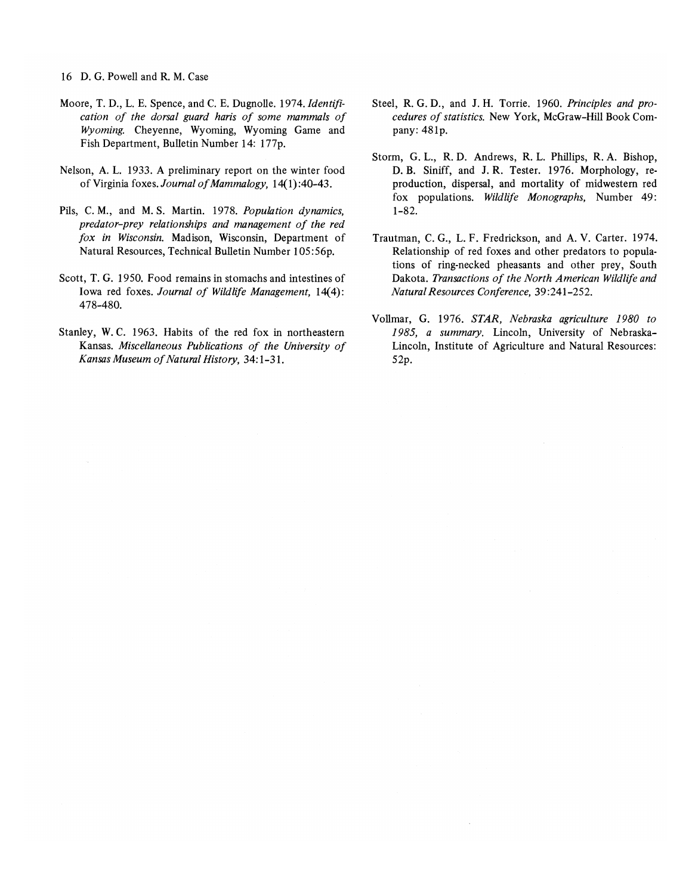Moore, T. D., L. E. Spence, and C. E. Dugnolle. 1974. *Identification of the dorsal guard haris of some mammals of Wyoming.* Cheyenne, Wyoming, Wyoming Game and Fish Department, Bulletin Number 14: 177p.

Nelson, A. L. 1933. A preliminary report on the winter food of Virginia foxes. *Journal of Mammalogy,* 14(1):40–43.

Pils, C. M., and M. S. Martin. 1978. *Population dynamics, predator-prey relationships and management of the red fox in Wisconsin.* Madison, Wisconsin, Department of Natural Resources, Technical Bulletin Number 105:56p.

Scott, T. G. 1950. Food remains in stomachs and intestines of Iowa red foxes. *Journal of Wildlife Management,* 14(4): 478–480.

Stanley, W. C. 1963. Habits of the red fox in northeastern Kansas. *Miscellaneous Publications of the University of Kansas Museum of Natural History,* 34:1–31.

Steel, R. G. D., and J. H. Torrie. 1960. *Principles and procedures of statistics.* New York, McGraw-Hill Book Company: 481p.

Storm, G. L., R. D. Andrews, R. L. Phillips, R. A. Bishop, D. B. Siniff, and J. R. Tester. 1976. Morphology, reproduction, dispersal, and mortality of midwestern red fox populations. *Wildlife Monographs,* Number 49: 1–82.

Trautman, C. G., L. F. Fredrickson, and A. V. Carter. 1974. Relationship of red foxes and other predators to populations of ring-necked pheasants and other prey, South Dakota. *Transactions of the North American Wildlife and Natural Resources Conference,* 39:241–252.

Vollmar, G. 1976. *STAR, Nebraska agriculture 1980 to 1985, a summary.* Lincoln, University of Nebraska-Lincoln, Institute of Agriculture and Natural Resources: 52p.